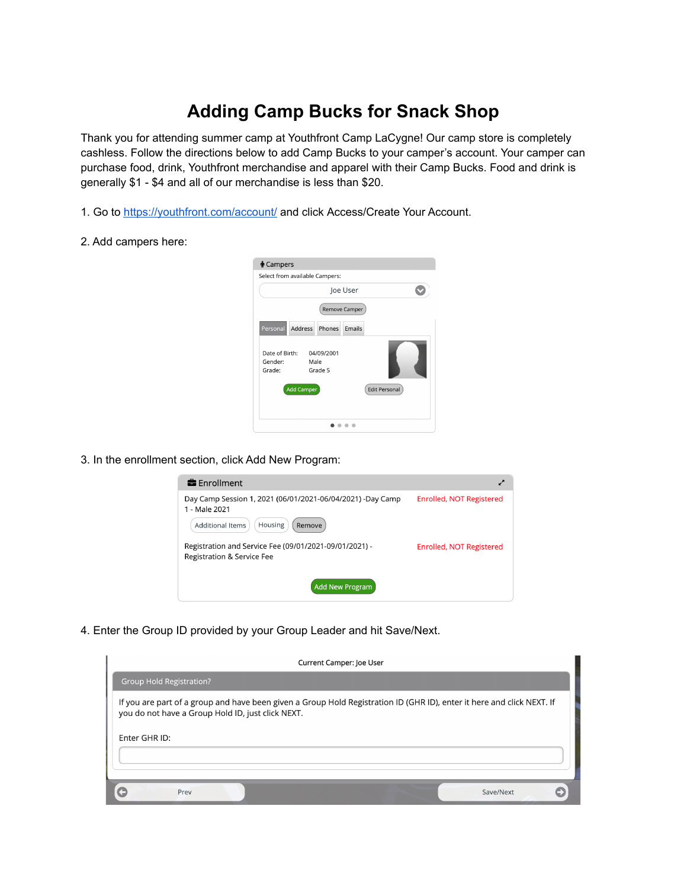# Adding Camp Bucks for Snack Shop

Thank you for attending summer camp at Youthfront Camp LaCygne! Our camp store is completely cashless. Follow the directions below to add Camp Bucks to your camper's account. Your camper can purchase food, drink, Youthfront merchandise and apparel with their Camp Bucks. Food and drink is generally $1 - $4 and all of our merchandise is less than $20.

1. Go to https://youthfront.com/account/ and click Access/Create Your Account.

2. Add campers here:

Campers
Select from available Campers:
Joe User
Remove Camper
Personal | Address | Phones | Emails
Date of Birth: 04/09/2001
Gender: Male
Grade: Grade 5
Add Camper | Edit Personal

3. In the enrollment section, click Add New Program:

Enrollment
Day Camp Session 1, 2021 (06/01/2021-06/04/2021) -Day Camp 1 - Male 2021 — Enrolled, NOT Registered
Additional Items | Housing | Remove
Registration and Service Fee (09/01/2021-09/01/2021) - Registration & Service Fee — Enrolled, NOT Registered
Add New Program

4. Enter the Group ID provided by your Group Leader and hit Save/Next.

Current Camper: Joe User
Group Hold Registration?
If you are part of a group and have been given a Group Hold Registration ID (GHR ID), enter it here and click NEXT. If you do not have a Group Hold ID, just click NEXT.
Enter GHR ID:
Prev | Save/Next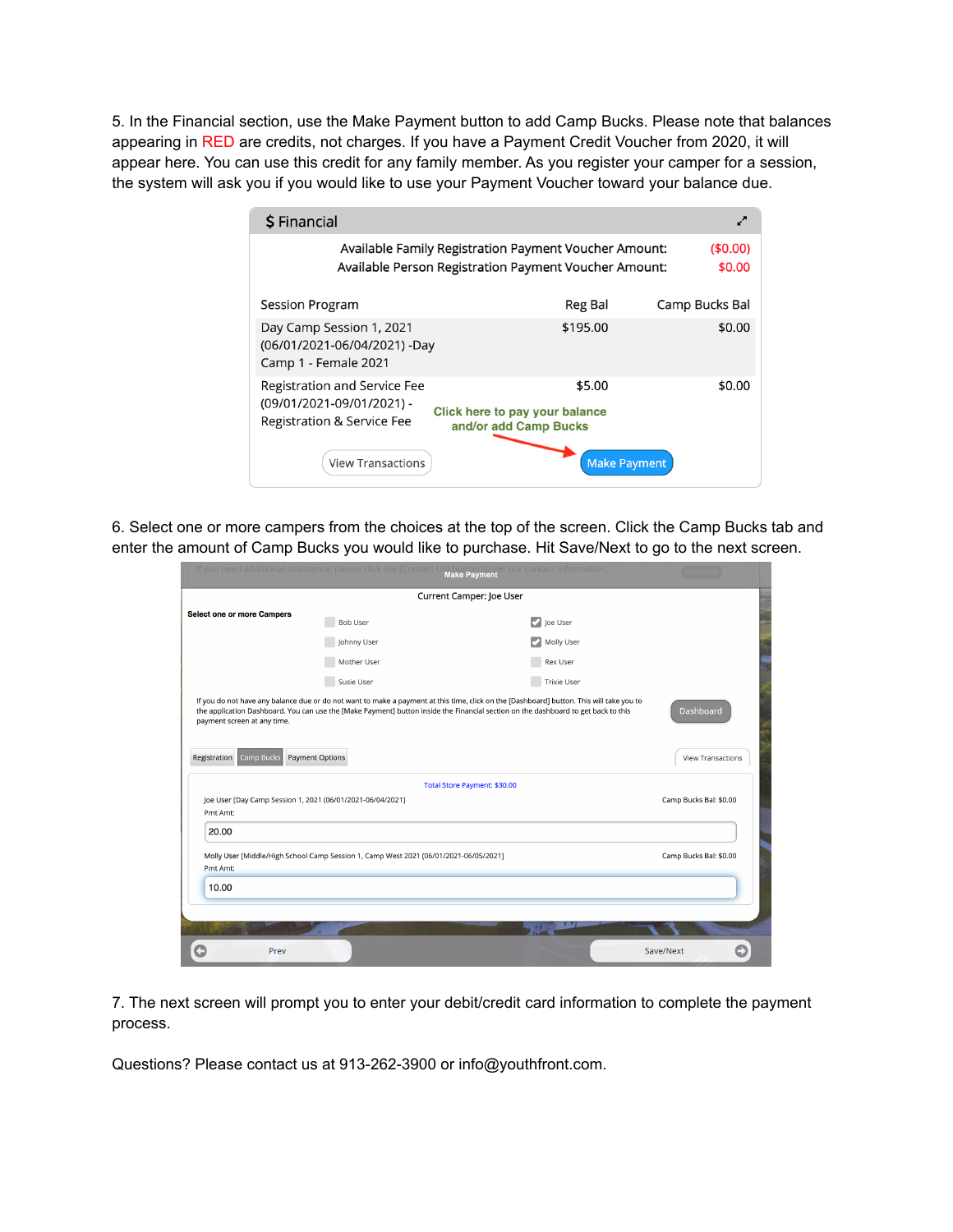5. In the Financial section, use the Make Payment button to add Camp Bucks. Please note that balances appearing in RED are credits, not charges. If you have a Payment Credit Voucher from 2020, it will appear here. You can use this credit for any family member. As you register your camper for a session, the system will ask you if you would like to use your Payment Voucher toward your balance due.

$ Financial

Available Family Registration Payment Voucher Amount: ($0.00)
Available Person Registration Payment Voucher Amount: $0.00

| Session Program | Reg Bal | Camp Bucks Bal |
|---|---|---|
| Day Camp Session 1, 2021 (06/01/2021-06/04/2021) -Day Camp 1 - Female 2021 | $195.00 | $0.00 |
| Registration and Service Fee (09/01/2021-09/01/2021) - Registration & Service Fee | $5.00 | $0.00 |

Click here to pay your balance and/or add Camp Bucks

View Transactions | Make Payment

6. Select one or more campers from the choices at the top of the screen. Click the Camp Bucks tab and enter the amount of Camp Bucks you would like to purchase. Hit Save/Next to go to the next screen.

Make Payment

Current Camper: Joe User

Select one or more Campers

- [ ] Bob User
- [ ] Johnny User
- [ ] Mother User
- [ ] Susie User
- [x] Joe User
- [x] Molly User
- [ ] Rex User
- [ ] Trixie User

If you do not have any balance due or do not want to make a payment at this time, click on the [Dashboard] button. This will take you to the application Dashboard. You can use the [Make Payment] button inside the Financial section on the dashboard to get back to this payment screen at any time.

Dashboard

Registration | Camp Bucks | Payment Options | View Transactions

Total Store Payment: $30.00

Joe User [Day Camp Session 1, 2021 (06/01/2021-06/04/2021)] Camp Bucks Bal: $0.00
Pmt Amt: 20.00

Molly User [Middle/High School Camp Session 1, Camp West 2021 (06/01/2021-06/05/2021)] Camp Bucks Bal: $0.00
Pmt Amt: 10.00

Prev | Save/Next

7. The next screen will prompt you to enter your debit/credit card information to complete the payment process.

Questions? Please contact us at 913-262-3900 or info@youthfront.com.